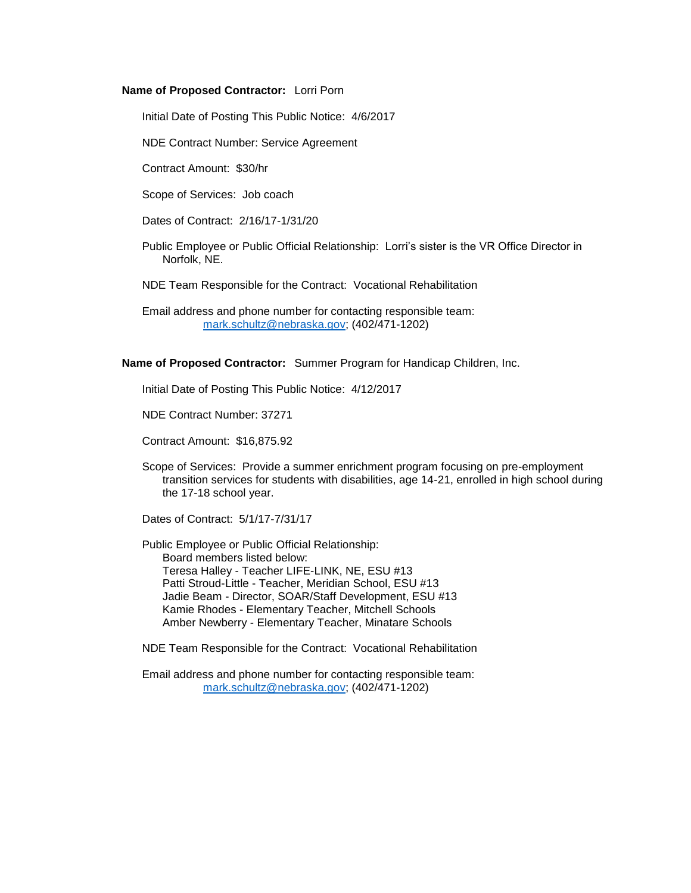**Name of Proposed Contractor:** Lorri Porn

Initial Date of Posting This Public Notice: 4/6/2017

NDE Contract Number: Service Agreement

Contract Amount: $30/hr

Scope of Services: Job coach

Dates of Contract: 2/16/17-1/31/20

Public Employee or Public Official Relationship: Lorri's sister is the VR Office Director in Norfolk, NE.

NDE Team Responsible for the Contract: Vocational Rehabilitation

Email address and phone number for contacting responsible team:
mark.schultz@nebraska.gov; (402/471-1202)

**Name of Proposed Contractor:** Summer Program for Handicap Children, Inc.

Initial Date of Posting This Public Notice: 4/12/2017

NDE Contract Number: 37271

Contract Amount: $16,875.92

Scope of Services: Provide a summer enrichment program focusing on pre-employment transition services for students with disabilities, age 14-21, enrolled in high school during the 17-18 school year.

Dates of Contract: 5/1/17-7/31/17

Public Employee or Public Official Relationship:
Board members listed below:
Teresa Halley - Teacher LIFE-LINK, NE, ESU #13
Patti Stroud-Little - Teacher, Meridian School, ESU #13
Jadie Beam - Director, SOAR/Staff Development, ESU #13
Kamie Rhodes - Elementary Teacher, Mitchell Schools
Amber Newberry - Elementary Teacher, Minatare Schools

NDE Team Responsible for the Contract: Vocational Rehabilitation

Email address and phone number for contacting responsible team:
mark.schultz@nebraska.gov; (402/471-1202)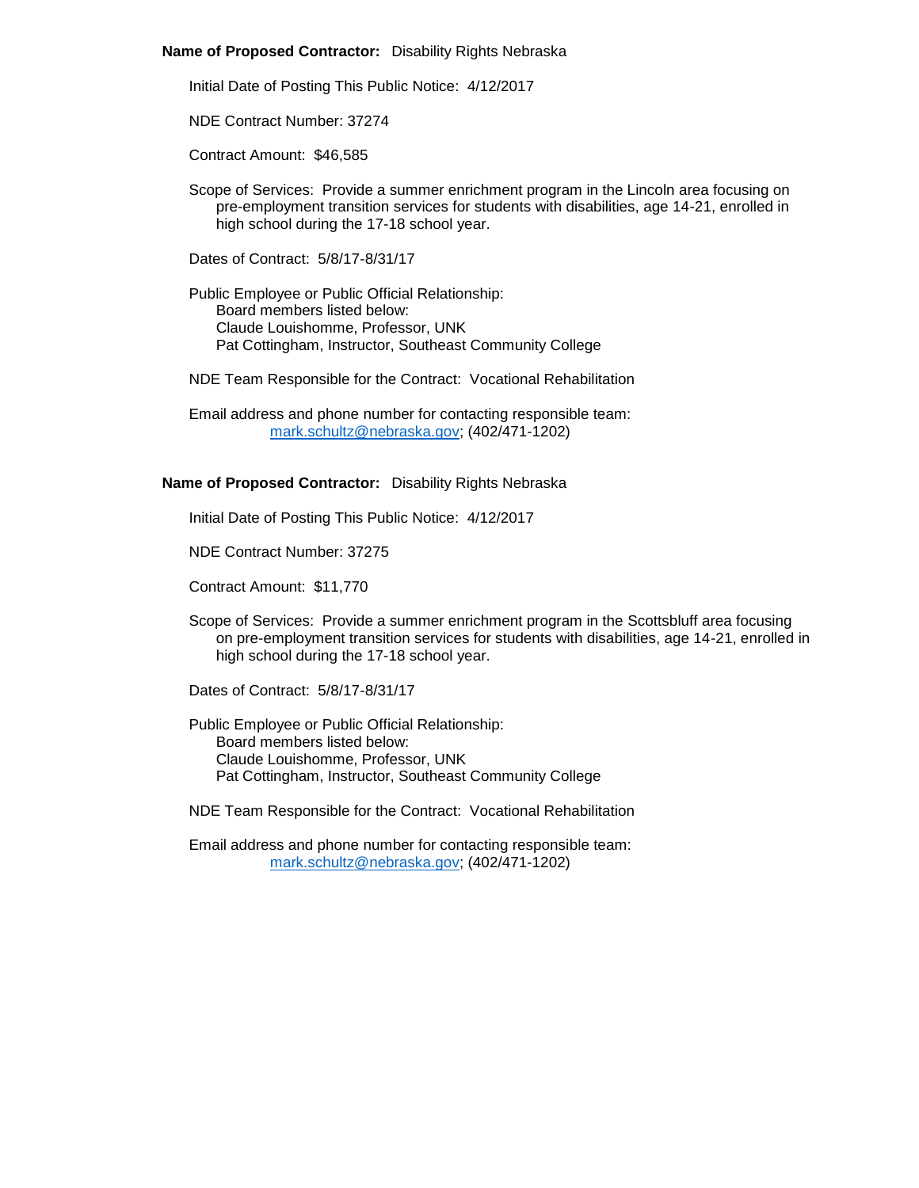**Name of Proposed Contractor:** Disability Rights Nebraska

Initial Date of Posting This Public Notice: 4/12/2017

NDE Contract Number: 37274

Contract Amount: $46,585

Scope of Services: Provide a summer enrichment program in the Lincoln area focusing on pre-employment transition services for students with disabilities, age 14-21, enrolled in high school during the 17-18 school year.

Dates of Contract: 5/8/17-8/31/17

Public Employee or Public Official Relationship:
Board members listed below:
Claude Louishomme, Professor, UNK
Pat Cottingham, Instructor, Southeast Community College

NDE Team Responsible for the Contract: Vocational Rehabilitation

Email address and phone number for contacting responsible team:
mark.schultz@nebraska.gov; (402/471-1202)

**Name of Proposed Contractor:** Disability Rights Nebraska

Initial Date of Posting This Public Notice: 4/12/2017

NDE Contract Number: 37275

Contract Amount: $11,770

Scope of Services: Provide a summer enrichment program in the Scottsbluff area focusing on pre-employment transition services for students with disabilities, age 14-21, enrolled in high school during the 17-18 school year.

Dates of Contract: 5/8/17-8/31/17

Public Employee or Public Official Relationship:
Board members listed below:
Claude Louishomme, Professor, UNK
Pat Cottingham, Instructor, Southeast Community College

NDE Team Responsible for the Contract: Vocational Rehabilitation

Email address and phone number for contacting responsible team:
mark.schultz@nebraska.gov; (402/471-1202)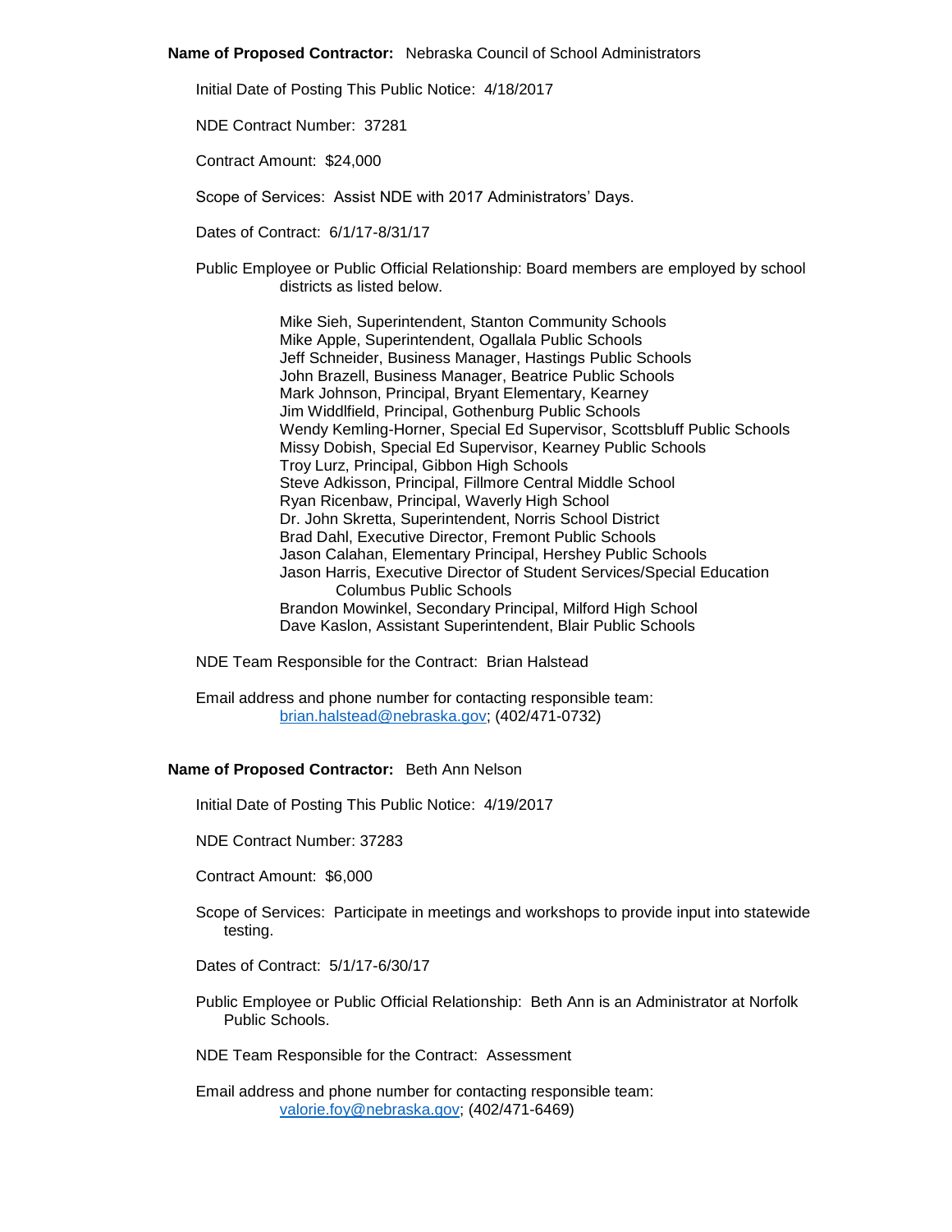**Name of Proposed Contractor:** Nebraska Council of School Administrators

Initial Date of Posting This Public Notice: 4/18/2017

NDE Contract Number: 37281

Contract Amount: $24,000

Scope of Services: Assist NDE with 2017 Administrators' Days.

Dates of Contract: 6/1/17-8/31/17

Public Employee or Public Official Relationship: Board members are employed by school districts as listed below.

Mike Sieh, Superintendent, Stanton Community Schools
Mike Apple, Superintendent, Ogallala Public Schools
Jeff Schneider, Business Manager, Hastings Public Schools
John Brazell, Business Manager, Beatrice Public Schools
Mark Johnson, Principal, Bryant Elementary, Kearney
Jim Widdlfield, Principal, Gothenburg Public Schools
Wendy Kemling-Horner, Special Ed Supervisor, Scottsbluff Public Schools
Missy Dobish, Special Ed Supervisor, Kearney Public Schools
Troy Lurz, Principal, Gibbon High Schools
Steve Adkisson, Principal, Fillmore Central Middle School
Ryan Ricenbaw, Principal, Waverly High School
Dr. John Skretta, Superintendent, Norris School District
Brad Dahl, Executive Director, Fremont Public Schools
Jason Calahan, Elementary Principal, Hershey Public Schools
Jason Harris, Executive Director of Student Services/Special Education Columbus Public Schools
Brandon Mowinkel, Secondary Principal, Milford High School
Dave Kaslon, Assistant Superintendent, Blair Public Schools

NDE Team Responsible for the Contract: Brian Halstead

Email address and phone number for contacting responsible team:
brian.halstead@nebraska.gov; (402/471-0732)

**Name of Proposed Contractor:** Beth Ann Nelson

Initial Date of Posting This Public Notice: 4/19/2017

NDE Contract Number: 37283

Contract Amount: $6,000

Scope of Services: Participate in meetings and workshops to provide input into statewide testing.

Dates of Contract: 5/1/17-6/30/17

Public Employee or Public Official Relationship: Beth Ann is an Administrator at Norfolk Public Schools.

NDE Team Responsible for the Contract: Assessment

Email address and phone number for contacting responsible team:
valorie.foy@nebraska.gov; (402/471-6469)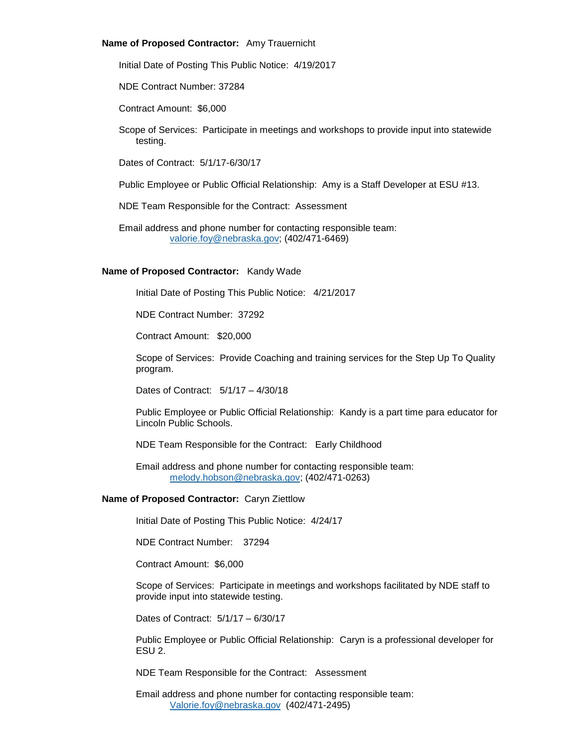**Name of Proposed Contractor:** Amy Trauernicht

Initial Date of Posting This Public Notice: 4/19/2017

NDE Contract Number: 37284

Contract Amount: $6,000

Scope of Services: Participate in meetings and workshops to provide input into statewide testing.

Dates of Contract: 5/1/17-6/30/17

Public Employee or Public Official Relationship: Amy is a Staff Developer at ESU #13.

NDE Team Responsible for the Contract: Assessment

Email address and phone number for contacting responsible team: valorie.foy@nebraska.gov; (402/471-6469)

**Name of Proposed Contractor:** Kandy Wade

Initial Date of Posting This Public Notice: 4/21/2017

NDE Contract Number: 37292

Contract Amount: $20,000

Scope of Services: Provide Coaching and training services for the Step Up To Quality program.

Dates of Contract: 5/1/17 – 4/30/18

Public Employee or Public Official Relationship: Kandy is a part time para educator for Lincoln Public Schools.

NDE Team Responsible for the Contract: Early Childhood

Email address and phone number for contacting responsible team: melody.hobson@nebraska.gov; (402/471-0263)

**Name of Proposed Contractor:** Caryn Ziettlow

Initial Date of Posting This Public Notice: 4/24/17

NDE Contract Number: 37294

Contract Amount: $6,000

Scope of Services: Participate in meetings and workshops facilitated by NDE staff to provide input into statewide testing.

Dates of Contract: 5/1/17 – 6/30/17

Public Employee or Public Official Relationship: Caryn is a professional developer for ESU 2.

NDE Team Responsible for the Contract: Assessment

Email address and phone number for contacting responsible team: Valorie.foy@nebraska.gov (402/471-2495)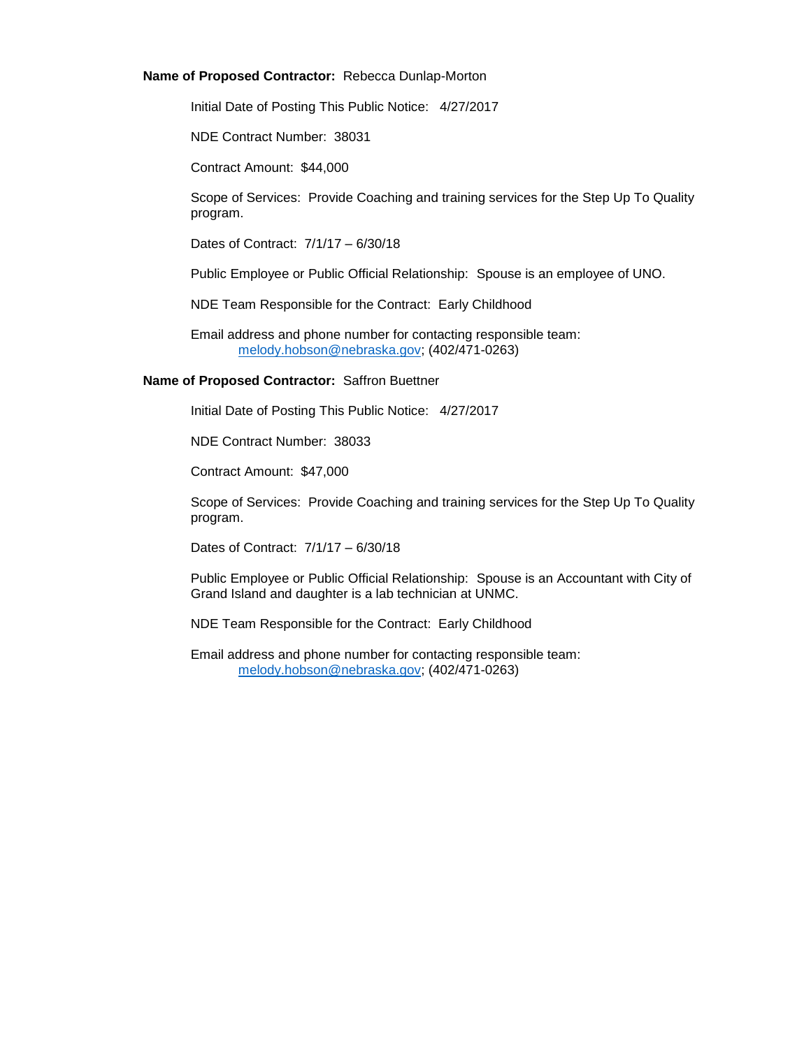**Name of Proposed Contractor:** Rebecca Dunlap-Morton

Initial Date of Posting This Public Notice: 4/27/2017

NDE Contract Number: 38031

Contract Amount: $44,000

Scope of Services: Provide Coaching and training services for the Step Up To Quality program.

Dates of Contract: 7/1/17 – 6/30/18

Public Employee or Public Official Relationship: Spouse is an employee of UNO.

NDE Team Responsible for the Contract: Early Childhood

Email address and phone number for contacting responsible team:
melody.hobson@nebraska.gov; (402/471-0263)

**Name of Proposed Contractor:** Saffron Buettner

Initial Date of Posting This Public Notice: 4/27/2017

NDE Contract Number: 38033

Contract Amount: $47,000

Scope of Services: Provide Coaching and training services for the Step Up To Quality program.

Dates of Contract: 7/1/17 – 6/30/18

Public Employee or Public Official Relationship: Spouse is an Accountant with City of Grand Island and daughter is a lab technician at UNMC.

NDE Team Responsible for the Contract: Early Childhood

Email address and phone number for contacting responsible team:
melody.hobson@nebraska.gov; (402/471-0263)